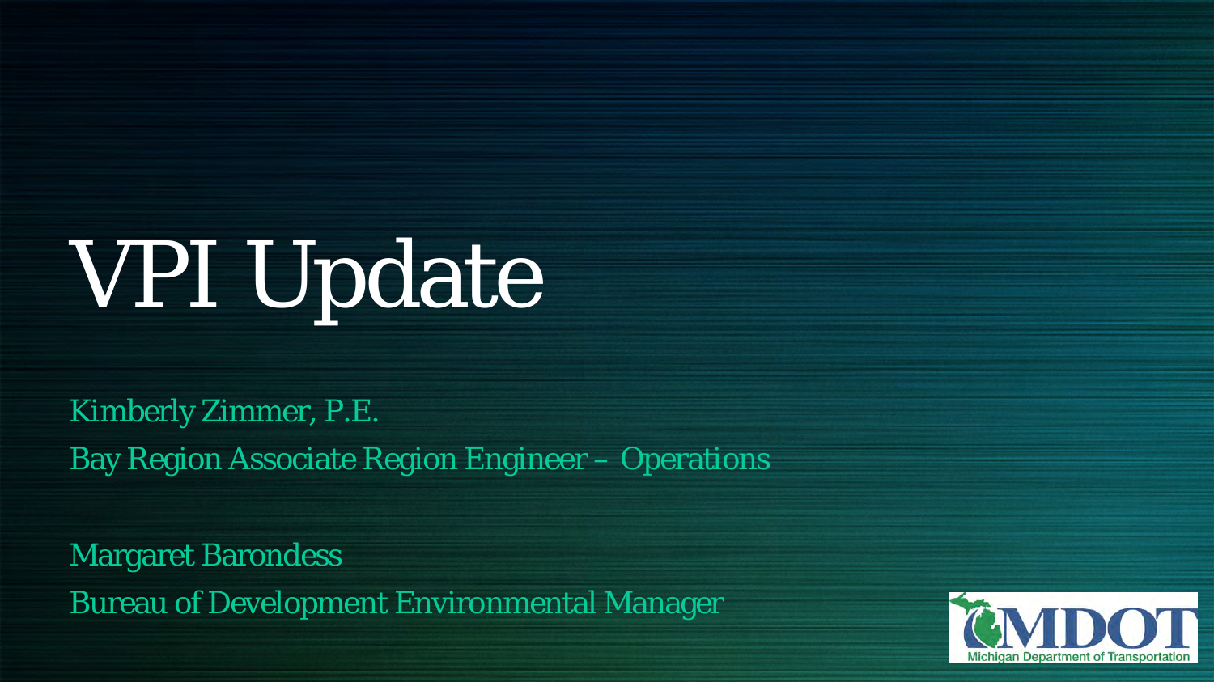# VPI Update

Kimberly Zimmer, P.E.

Bay Region Associate Region Engineer – Operations

Margaret Barondess

Bureau of Development Environmental Manager

MDOT

Michigan Department of Transportation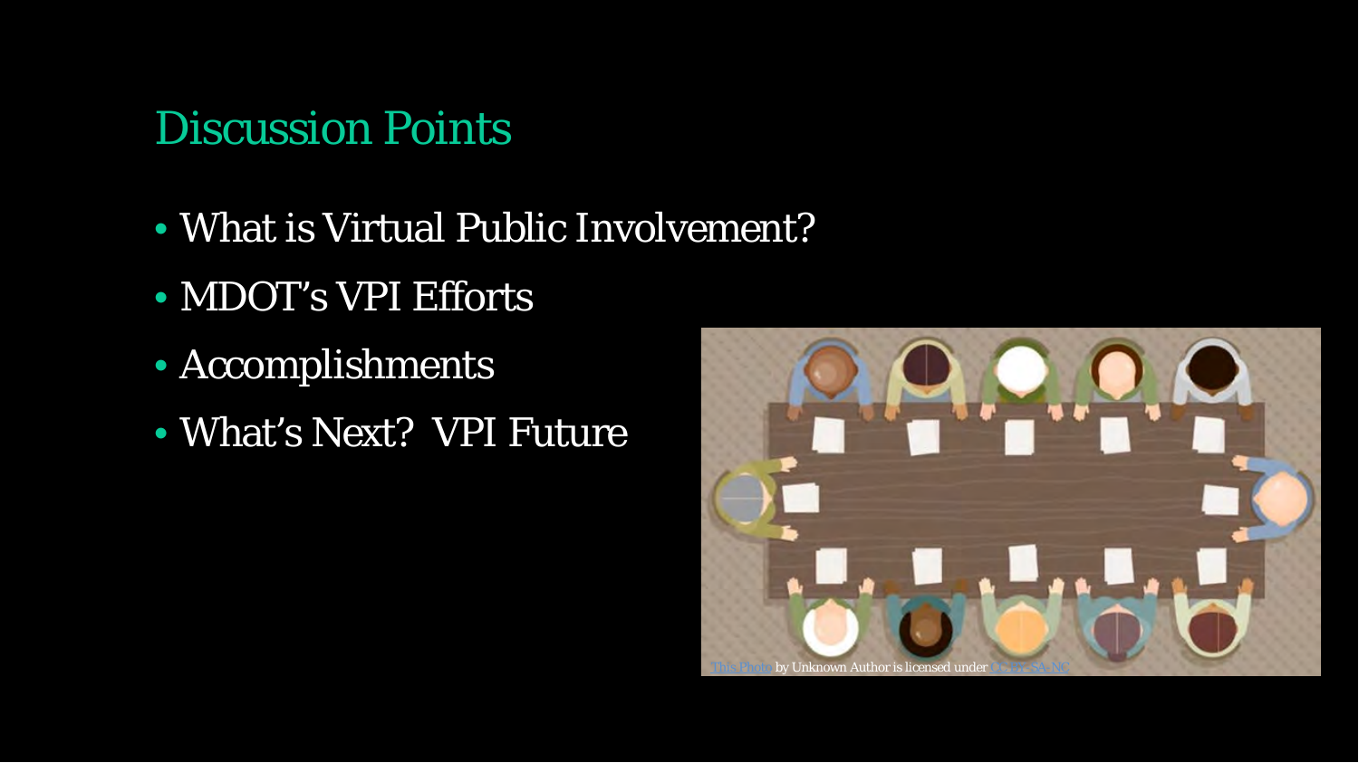## Discussion Points

- What is Virtual Public Involvement?
- MDOT's VPI Efforts
- Accomplishments
- What's Next? VPI Future

This Photo by Unknown Author is licensed under CC BY-SA-NC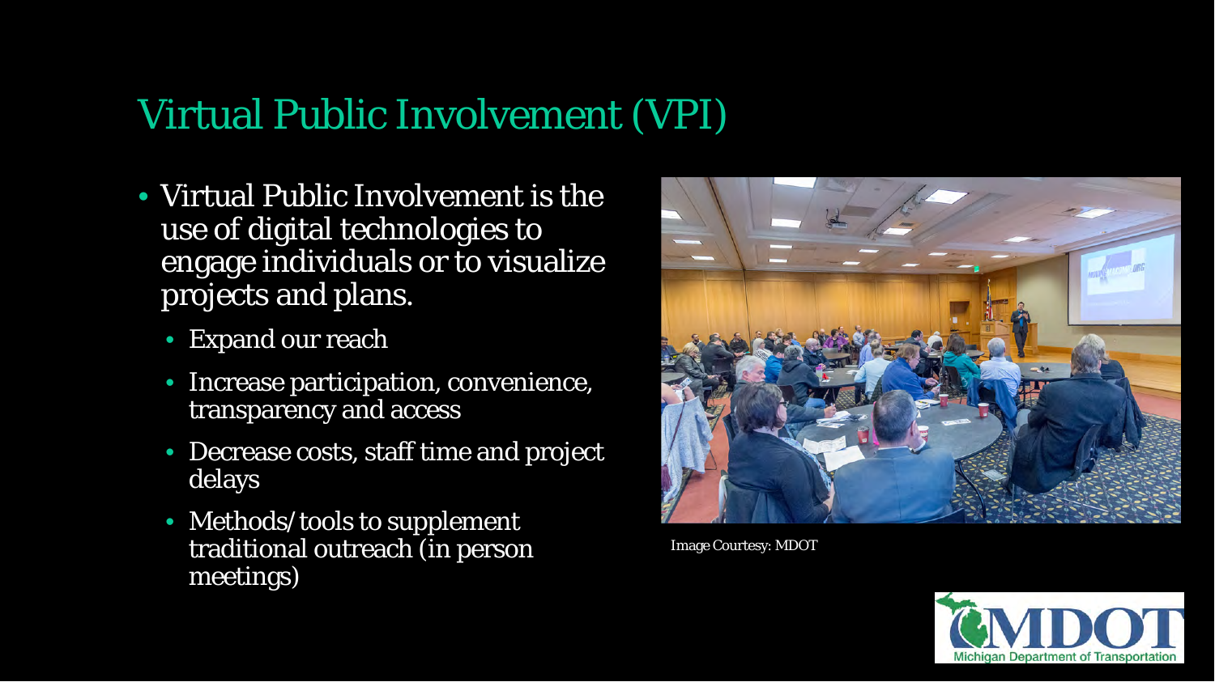## Virtual Public Involvement (VPI)

- Virtual Public Involvement is the use of digital technologies to engage individuals or to visualize projects and plans.
  - Expand our reach
  - Increase participation, convenience, transparency and access
  - Decrease costs, staff time and project delays
  - Methods/tools to supplement traditional outreach (in person meetings)

Image Courtesy: MDOT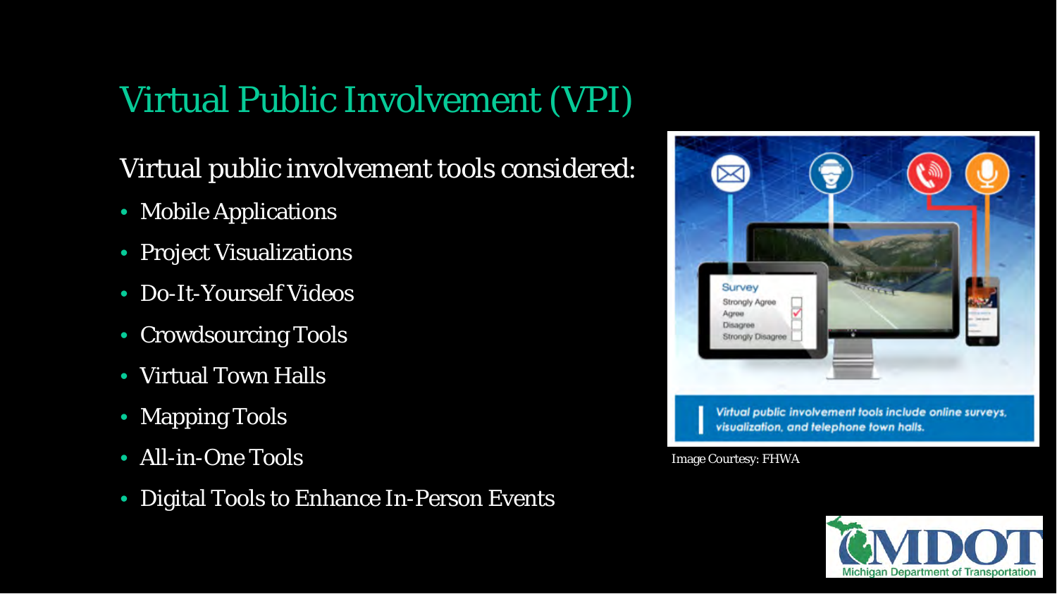# Virtual Public Involvement (VPI)

Virtual public involvement tools considered:

- Mobile Applications
- Project Visualizations
- Do-It-Yourself Videos
- Crowdsourcing Tools
- Virtual Town Halls
- Mapping Tools
- All-in-One Tools
- Digital Tools to Enhance In-Person Events

Image Courtesy: FHWA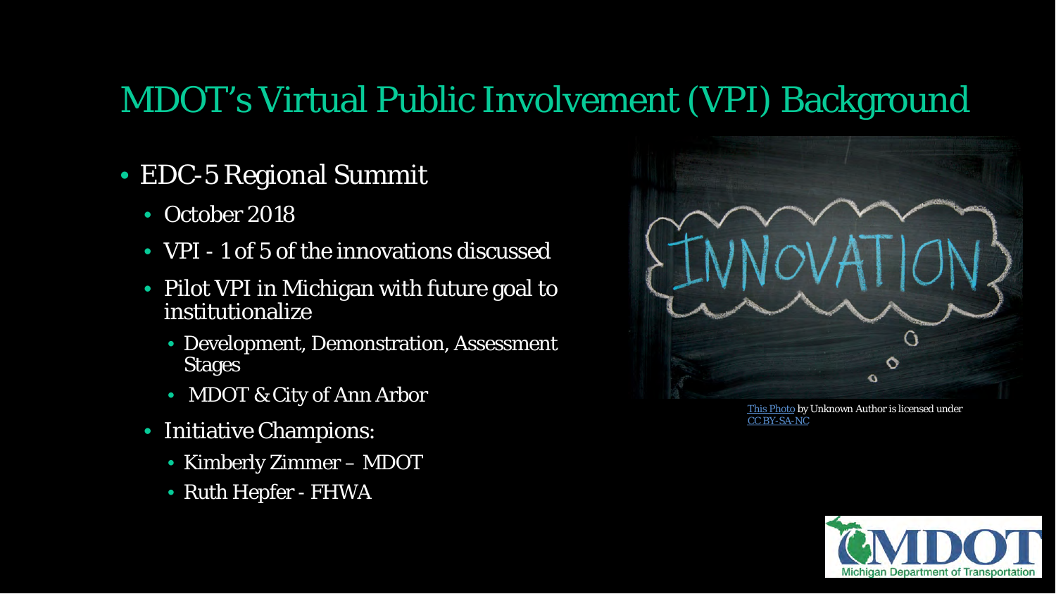# MDOT's Virtual Public Involvement (VPI) Background

- EDC-5 Regional Summit
  - October 2018
  - VPI - 1 of 5 of the innovations discussed
  - Pilot VPI in Michigan with future goal to institutionalize
    - Development, Demonstration, Assessment Stages
    - MDOT & City of Ann Arbor
  - Initiative Champions:
    - Kimberly Zimmer – MDOT
    - Ruth Hepfer - FHWA

This Photo by Unknown Author is licensed under CC BY-SA-NC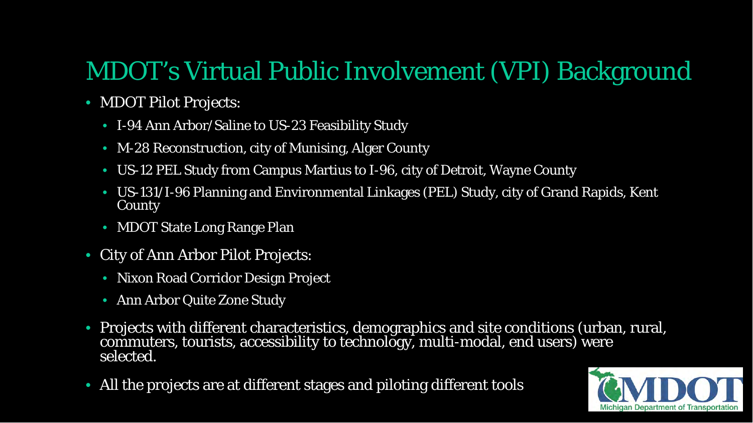# MDOT's Virtual Public Involvement (VPI) Background

- MDOT Pilot Projects:
  - I-94 Ann Arbor/Saline to US-23 Feasibility Study
  - M-28 Reconstruction, city of Munising, Alger County
  - US-12 PEL Study from Campus Martius to I-96, city of Detroit, Wayne County
  - US-131/I-96 Planning and Environmental Linkages (PEL) Study, city of Grand Rapids, Kent County
  - MDOT State Long Range Plan
- City of Ann Arbor Pilot Projects:
  - Nixon Road Corridor Design Project
  - Ann Arbor Quite Zone Study
- Projects with different characteristics, demographics and site conditions (urban, rural, commuters, tourists, accessibility to technology, multi-modal, end users) were selected.
- All the projects are at different stages and piloting different tools

MDOT
Michigan Department of Transportation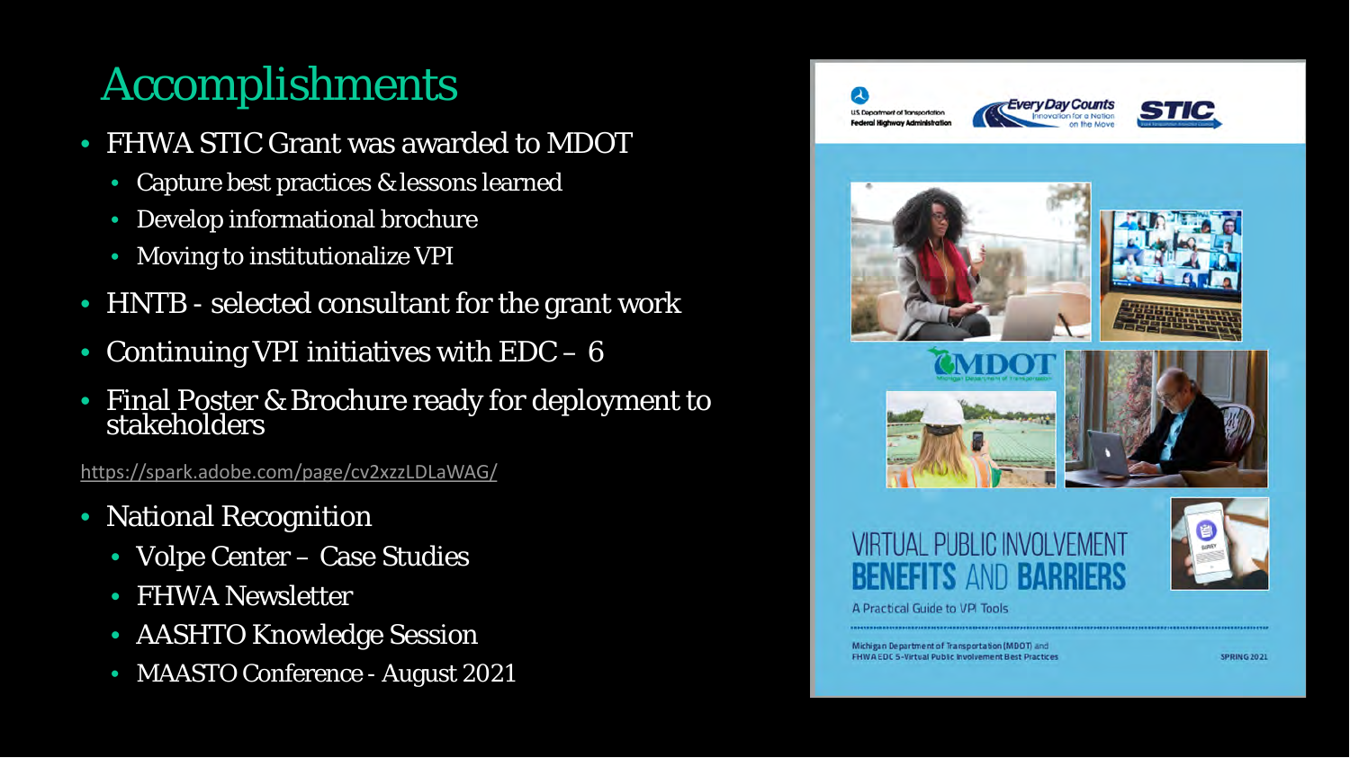# Accomplishments

- FHWA STIC Grant was awarded to MDOT
  - Capture best practices & lessons learned
  - Develop informational brochure
  - Moving to institutionalize VPI
- HNTB - selected consultant for the grant work
- Continuing VPI initiatives with EDC – 6
- Final Poster & Brochure ready for deployment to stakeholders

https://spark.adobe.com/page/cv2xzzLDLaWAG/

- National Recognition
  - Volpe Center – Case Studies
  - FHWA Newsletter
  - AASHTO Knowledge Session
  - MAASTO Conference - August 2021

U.S. Department of Transportation Federal Highway Administration

Every Day Counts Innovation for a Nation on the Move

STIC

MDOT

VIRTUAL PUBLIC INVOLVEMENT BENEFITS AND BARRIERS

A Practical Guide to VPI Tools

Michigan Department of Transportation (MDOT) and FHWA EDC 5-Virtual Public Involvement Best Practices

SPRING 2021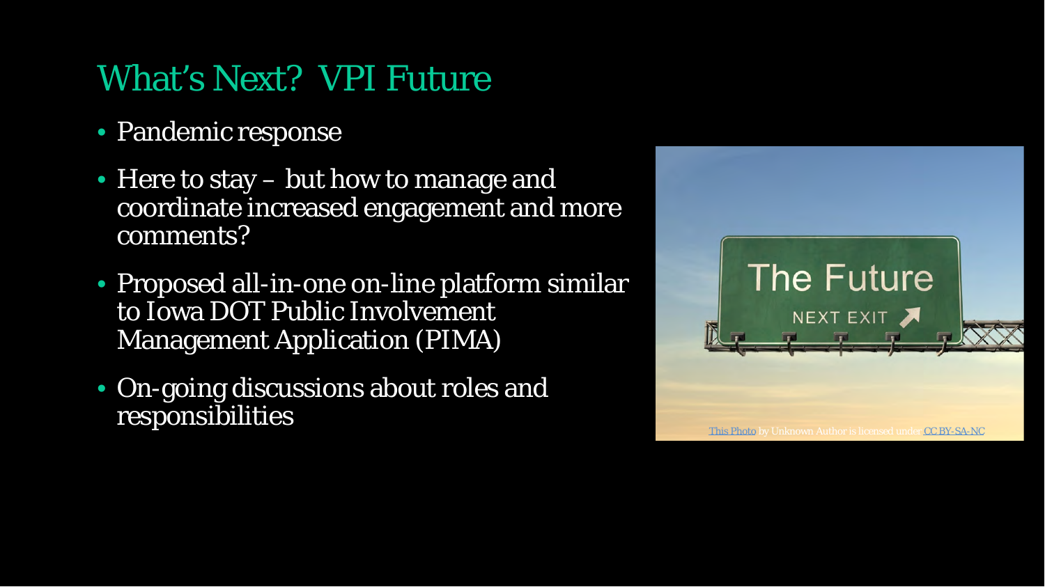# What's Next? VPI Future

- Pandemic response
- Here to stay – but how to manage and coordinate increased engagement and more comments?
- Proposed all-in-one on-line platform similar to Iowa DOT Public Involvement Management Application (PIMA)
- On-going discussions about roles and responsibilities

This Photo by Unknown Author is licensed under CC BY-SA-NC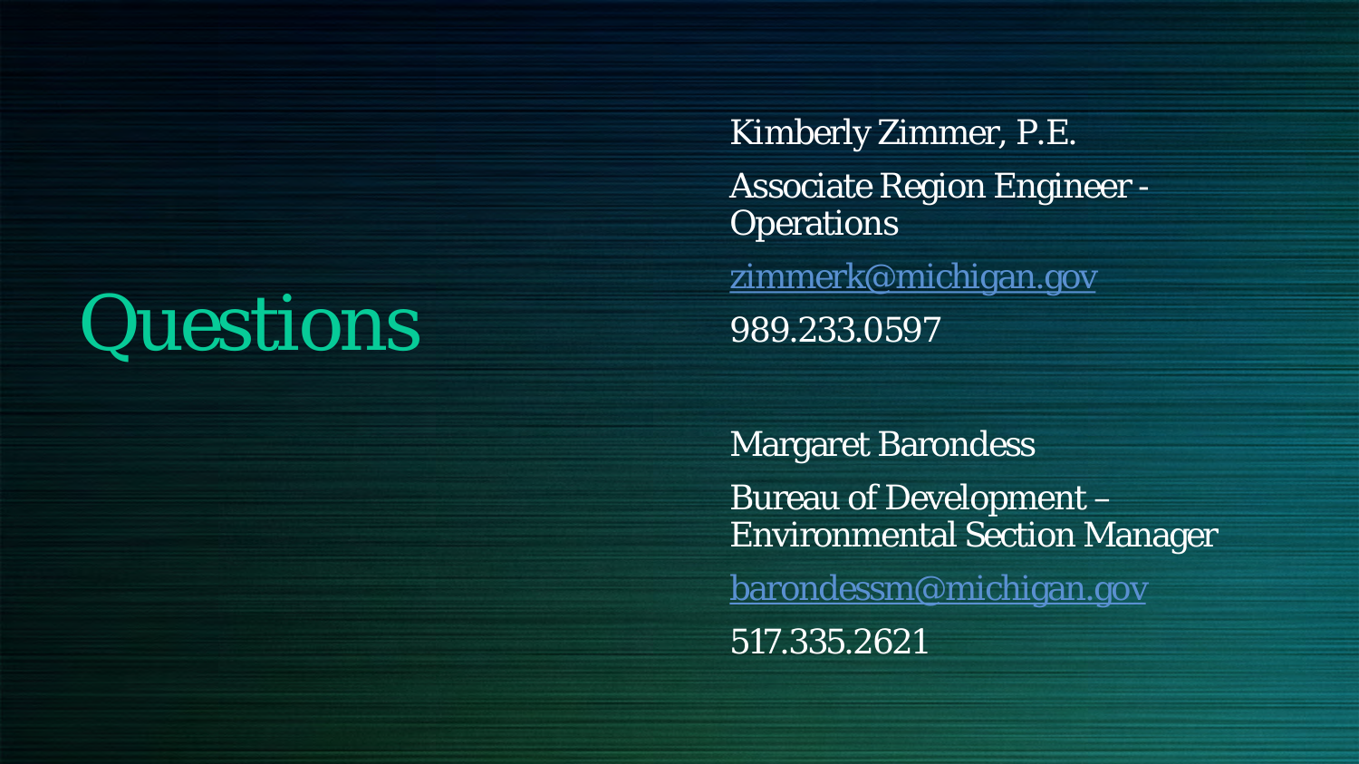# Questions

Kimberly Zimmer, P.E.

Associate Region Engineer - Operations

zimmerk@michigan.gov

989.233.0597

Margaret Barondess

Bureau of Development – Environmental Section Manager

barondessm@michigan.gov

517.335.2621